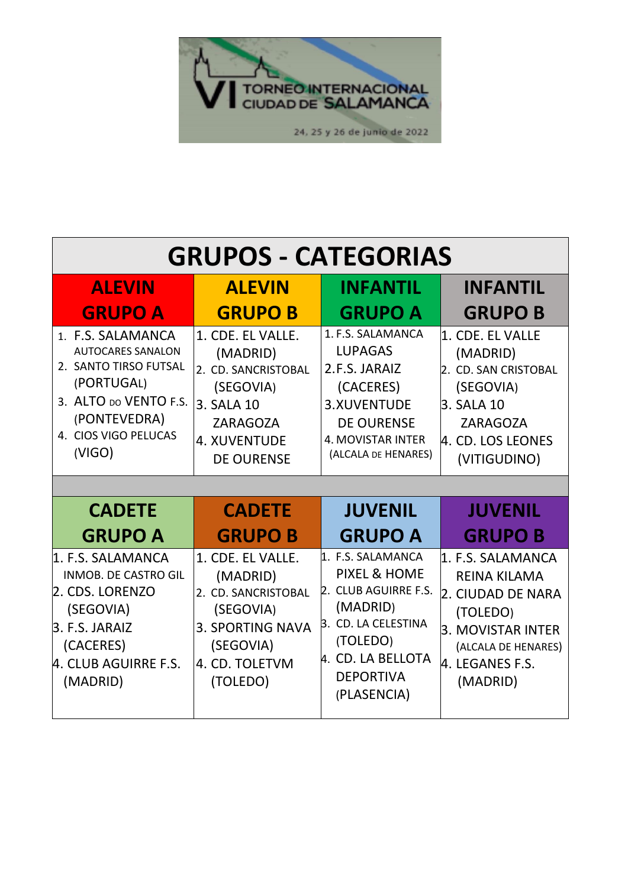VI TORNEO INTERNACIONAL CIUDAD DE SALAMANCA

24, 25 y 26 de junio de 2022

# GRUPOS - CATEGORIAS

| ALEVIN GRUPO A | ALEVIN GRUPO B | INFANTIL GRUPO A | INFANTIL GRUPO B |
|---|---|---|---|
| 1. F.S. SALAMANCA AUTOCARES SANALON<br>2. SANTO TIRSO FUTSAL (PORTUGAL)<br>3. ALTO DO VENTO F.S. (PONTEVEDRA)<br>4. CIOS VIGO PELUCAS (VIGO) | 1. CDE. EL VALLE. (MADRID)<br>2. CD. SANCRISTOBAL (SEGOVIA)<br>3. SALA 10 ZARAGOZA<br>4. XUVENTUDE DE OURENSE | 1. F.S. SALAMANCA LUPAGAS<br>2. F.S. JARAIZ (CACERES)<br>3. XUVENTUDE DE OURENSE<br>4. MOVISTAR INTER (ALCALA DE HENARES) | 1. CDE. EL VALLE (MADRID)<br>2. CD. SAN CRISTOBAL (SEGOVIA)<br>3. SALA 10 ZARAGOZA<br>4. CD. LOS LEONES (VITIGUDINO) |
| **CADETE GRUPO A** | **CADETE GRUPO B** | **JUVENIL GRUPO A** | **JUVENIL GRUPO B** |
| 1. F.S. SALAMANCA INMOB. DE CASTRO GIL<br>2. CDS. LORENZO (SEGOVIA)<br>3. F.S. JARAIZ (CACERES)<br>4. CLUB AGUIRRE F.S. (MADRID) | 1. CDE. EL VALLE. (MADRID)<br>2. CD. SANCRISTOBAL (SEGOVIA)<br>3. SPORTING NAVA (SEGOVIA)<br>4. CD. TOLETVM (TOLEDO) | 1. F.S. SALAMANCA PIXEL & HOME<br>2. CLUB AGUIRRE F.S. (MADRID)<br>3. CD. LA CELESTINA (TOLEDO)<br>4. CD. LA BELLOTA DEPORTIVA (PLASENCIA) | 1. F.S. SALAMANCA REINA KILAMA<br>2. CIUDAD DE NARA (TOLEDO)<br>3. MOVISTAR INTER (ALCALA DE HENARES)<br>4. LEGANES F.S. (MADRID) |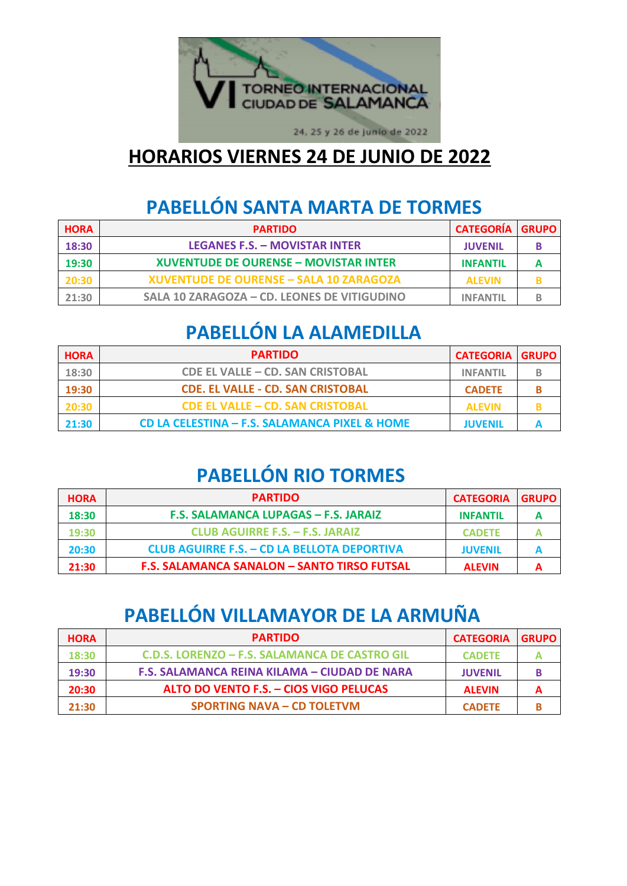VI TORNEO INTERNACIONAL CIUDAD DE SALAMANCA

24, 25 y 26 de junio de 2022

# HORARIOS VIERNES 24 DE JUNIO DE 2022

## PABELLÓN SANTA MARTA DE TORMES

| HORA | PARTIDO | CATEGORÍA | GRUPO |
|---|---|---|---|
| 18:30 | LEGANES F.S. – MOVISTAR INTER | JUVENIL | B |
| 19:30 | XUVENTUDE DE OURENSE – MOVISTAR INTER | INFANTIL | A |
| 20:30 | XUVENTUDE DE OURENSE – SALA 10 ZARAGOZA | ALEVIN | B |
| 21:30 | SALA 10 ZARAGOZA – CD. LEONES DE VITIGUDINO | INFANTIL | B |

## PABELLÓN LA ALAMEDILLA

| HORA | PARTIDO | CATEGORIA | GRUPO |
|---|---|---|---|
| 18:30 | CDE EL VALLE – CD. SAN CRISTOBAL | INFANTIL | B |
| 19:30 | CDE. EL VALLE - CD. SAN CRISTOBAL | CADETE | B |
| 20:30 | CDE EL VALLE – CD. SAN CRISTOBAL | ALEVIN | B |
| 21:30 | CD LA CELESTINA – F.S. SALAMANCA PIXEL & HOME | JUVENIL | A |

## PABELLÓN RIO TORMES

| HORA | PARTIDO | CATEGORIA | GRUPO |
|---|---|---|---|
| 18:30 | F.S. SALAMANCA LUPAGAS – F.S. JARAIZ | INFANTIL | A |
| 19:30 | CLUB AGUIRRE F.S. – F.S. JARAIZ | CADETE | A |
| 20:30 | CLUB AGUIRRE F.S. – CD LA BELLOTA DEPORTIVA | JUVENIL | A |
| 21:30 | F.S. SALAMANCA SANALON – SANTO TIRSO FUTSAL | ALEVIN | A |

## PABELLÓN VILLAMAYOR DE LA ARMUÑA

| HORA | PARTIDO | CATEGORIA | GRUPO |
|---|---|---|---|
| 18:30 | C.D.S. LORENZO – F.S. SALAMANCA DE CASTRO GIL | CADETE | A |
| 19:30 | F.S. SALAMANCA REINA KILAMA – CIUDAD DE NARA | JUVENIL | B |
| 20:30 | ALTO DO VENTO F.S. – CIOS VIGO PELUCAS | ALEVIN | A |
| 21:30 | SPORTING NAVA – CD TOLETVM | CADETE | B |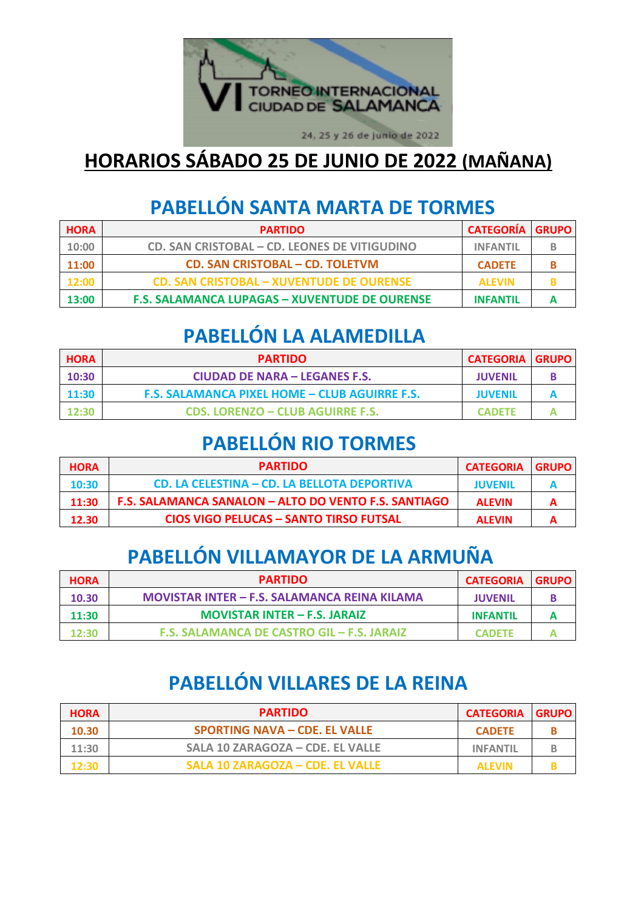VI TORNEO INTERNACIONAL CIUDAD DE SALAMANCA

24, 25 y 26 de junio de 2022

# HORARIOS SÁBADO 25 DE JUNIO DE 2022 (MAÑANA)

## PABELLÓN SANTA MARTA DE TORMES

| HORA | PARTIDO | CATEGORÍA | GRUPO |
|---|---|---|---|
| 10:00 | CD. SAN CRISTOBAL – CD. LEONES DE VITIGUDINO | INFANTIL | B |
| 11:00 | CD. SAN CRISTOBAL – CD. TOLETVM | CADETE | B |
| 12:00 | CD. SAN CRISTOBAL – XUVENTUDE DE OURENSE | ALEVIN | B |
| 13:00 | F.S. SALAMANCA LUPAGAS – XUVENTUDE DE OURENSE | INFANTIL | A |

## PABELLÓN LA ALAMEDILLA

| HORA | PARTIDO | CATEGORIA | GRUPO |
|---|---|---|---|
| 10:30 | CIUDAD DE NARA – LEGANES F.S. | JUVENIL | B |
| 11:30 | F.S. SALAMANCA PIXEL HOME – CLUB AGUIRRE F.S. | JUVENIL | A |
| 12:30 | CDS. LORENZO – CLUB AGUIRRE F.S. | CADETE | A |

## PABELLÓN RIO TORMES

| HORA | PARTIDO | CATEGORIA | GRUPO |
|---|---|---|---|
| 10:30 | CD. LA CELESTINA – CD. LA BELLOTA DEPORTIVA | JUVENIL | A |
| 11:30 | F.S. SALAMANCA SANALON – ALTO DO VENTO F.S. SANTIAGO | ALEVIN | A |
| 12.30 | CIOS VIGO PELUCAS – SANTO TIRSO FUTSAL | ALEVIN | A |

## PABELLÓN VILLAMAYOR DE LA ARMUÑA

| HORA | PARTIDO | CATEGORIA | GRUPO |
|---|---|---|---|
| 10.30 | MOVISTAR INTER – F.S. SALAMANCA REINA KILAMA | JUVENIL | B |
| 11:30 | MOVISTAR INTER – F.S. JARAIZ | INFANTIL | A |
| 12:30 | F.S. SALAMANCA DE CASTRO GIL – F.S. JARAIZ | CADETE | A |

## PABELLÓN VILLARES DE LA REINA

| HORA | PARTIDO | CATEGORIA | GRUPO |
|---|---|---|---|
| 10.30 | SPORTING NAVA – CDE. EL VALLE | CADETE | B |
| 11:30 | SALA 10 ZARAGOZA – CDE. EL VALLE | INFANTIL | B |
| 12:30 | SALA 10 ZARAGOZA – CDE. EL VALLE | ALEVIN | B |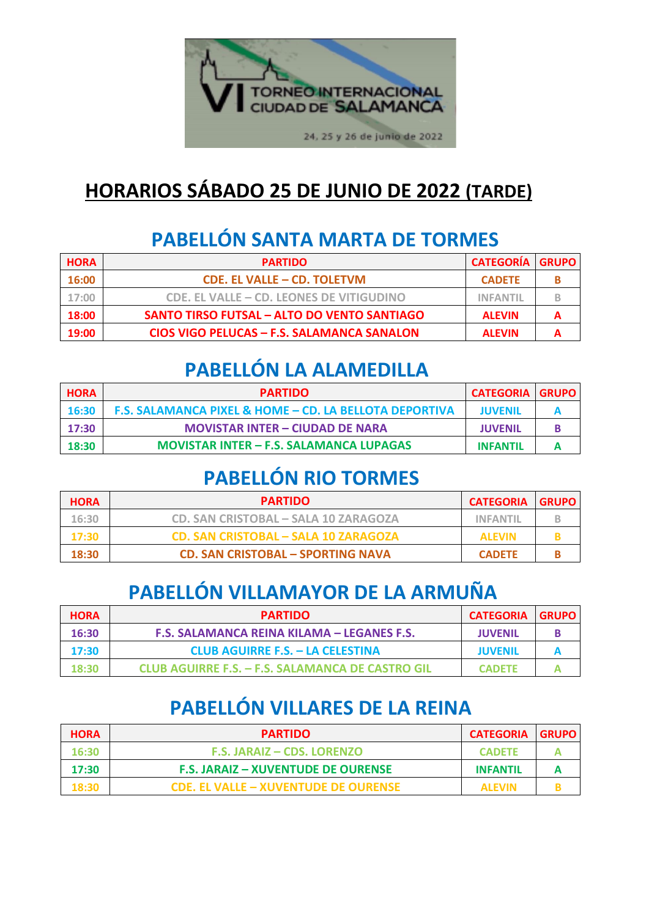VI TORNEO INTERNACIONAL CIUDAD DE SALAMANCA

24, 25 y 26 de junio de 2022

# HORARIOS SÁBADO 25 DE JUNIO DE 2022 (TARDE)

## PABELLÓN SANTA MARTA DE TORMES

| HORA | PARTIDO | CATEGORÍA | GRUPO |
|---|---|---|---|
| 16:00 | CDE. EL VALLE – CD. TOLETVM | CADETE | B |
| 17:00 | CDE. EL VALLE – CD. LEONES DE VITIGUDINO | INFANTIL | B |
| 18:00 | SANTO TIRSO FUTSAL – ALTO DO VENTO SANTIAGO | ALEVIN | A |
| 19:00 | CIOS VIGO PELUCAS – F.S. SALAMANCA SANALON | ALEVIN | A |

## PABELLÓN LA ALAMEDILLA

| HORA | PARTIDO | CATEGORIA | GRUPO |
|---|---|---|---|
| 16:30 | F.S. SALAMANCA PIXEL & HOME – CD. LA BELLOTA DEPORTIVA | JUVENIL | A |
| 17:30 | MOVISTAR INTER – CIUDAD DE NARA | JUVENIL | B |
| 18:30 | MOVISTAR INTER – F.S. SALAMANCA LUPAGAS | INFANTIL | A |

## PABELLÓN RIO TORMES

| HORA | PARTIDO | CATEGORIA | GRUPO |
|---|---|---|---|
| 16:30 | CD. SAN CRISTOBAL – SALA 10 ZARAGOZA | INFANTIL | B |
| 17:30 | CD. SAN CRISTOBAL – SALA 10 ZARAGOZA | ALEVIN | B |
| 18:30 | CD. SAN CRISTOBAL – SPORTING NAVA | CADETE | B |

## PABELLÓN VILLAMAYOR DE LA ARMUÑA

| HORA | PARTIDO | CATEGORIA | GRUPO |
|---|---|---|---|
| 16:30 | F.S. SALAMANCA REINA KILAMA – LEGANES F.S. | JUVENIL | B |
| 17:30 | CLUB AGUIRRE F.S. – LA CELESTINA | JUVENIL | A |
| 18:30 | CLUB AGUIRRE F.S. – F.S. SALAMANCA DE CASTRO GIL | CADETE | A |

## PABELLÓN VILLARES DE LA REINA

| HORA | PARTIDO | CATEGORIA | GRUPO |
|---|---|---|---|
| 16:30 | F.S. JARAIZ – CDS. LORENZO | CADETE | A |
| 17:30 | F.S. JARAIZ – XUVENTUDE DE OURENSE | INFANTIL | A |
| 18:30 | CDE. EL VALLE – XUVENTUDE DE OURENSE | ALEVIN | B |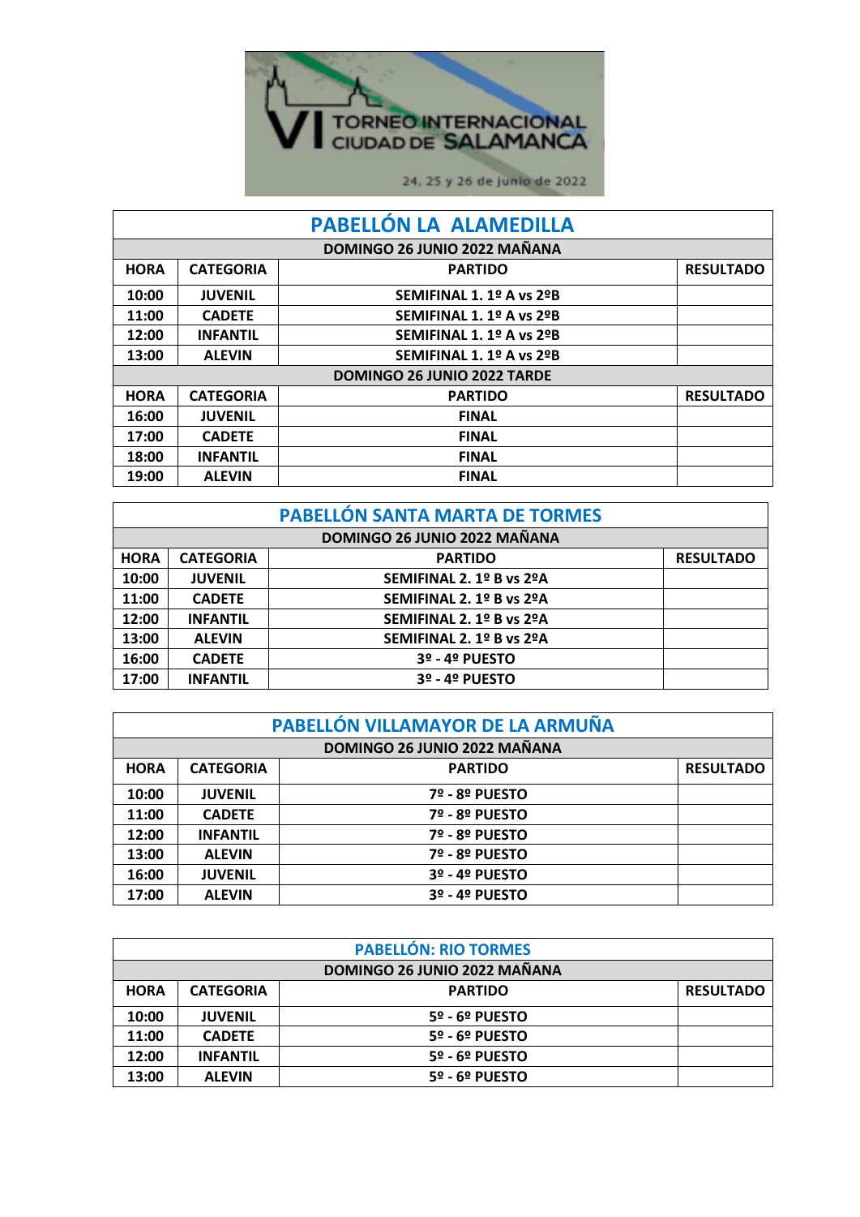VI TORNEO INTERNACIONAL CIUDAD DE SALAMANCA

24, 25 y 26 de junio de 2022

## PABELLÓN LA ALAMEDILLA

| DOMINGO 26 JUNIO 2022 MAÑANA | | | |
|---|---|---|---|
| **HORA** | **CATEGORIA** | **PARTIDO** | **RESULTADO** |
| 10:00 | JUVENIL | SEMIFINAL 1. 1º A vs 2ºB | |
| 11:00 | CADETE | SEMIFINAL 1. 1º A vs 2ºB | |
| 12:00 | INFANTIL | SEMIFINAL 1. 1º A vs 2ºB | |
| 13:00 | ALEVIN | SEMIFINAL 1. 1º A vs 2ºB | |
| **DOMINGO 26 JUNIO 2022 TARDE** | | | |
| **HORA** | **CATEGORIA** | **PARTIDO** | **RESULTADO** |
| 16:00 | JUVENIL | FINAL | |
| 17:00 | CADETE | FINAL | |
| 18:00 | INFANTIL | FINAL | |
| 19:00 | ALEVIN | FINAL | |

## PABELLÓN SANTA MARTA DE TORMES

| DOMINGO 26 JUNIO 2022 MAÑANA | | | |
|---|---|---|---|
| **HORA** | **CATEGORIA** | **PARTIDO** | **RESULTADO** |
| 10:00 | JUVENIL | SEMIFINAL 2. 1º B vs 2ºA | |
| 11:00 | CADETE | SEMIFINAL 2. 1º B vs 2ºA | |
| 12:00 | INFANTIL | SEMIFINAL 2. 1º B vs 2ºA | |
| 13:00 | ALEVIN | SEMIFINAL 2. 1º B vs 2ºA | |
| 16:00 | CADETE | 3º - 4º PUESTO | |
| 17:00 | INFANTIL | 3º - 4º PUESTO | |

## PABELLÓN VILLAMAYOR DE LA ARMUÑA

| DOMINGO 26 JUNIO 2022 MAÑANA | | | |
|---|---|---|---|
| **HORA** | **CATEGORIA** | **PARTIDO** | **RESULTADO** |
| 10:00 | JUVENIL | 7º - 8º PUESTO | |
| 11:00 | CADETE | 7º - 8º PUESTO | |
| 12:00 | INFANTIL | 7º - 8º PUESTO | |
| 13:00 | ALEVIN | 7º - 8º PUESTO | |
| 16:00 | JUVENIL | 3º - 4º PUESTO | |
| 17:00 | ALEVIN | 3º - 4º PUESTO | |

## PABELLÓN: RIO TORMES

| DOMINGO 26 JUNIO 2022 MAÑANA | | | |
|---|---|---|---|
| **HORA** | **CATEGORIA** | **PARTIDO** | **RESULTADO** |
| 10:00 | JUVENIL | 5º - 6º PUESTO | |
| 11:00 | CADETE | 5º - 6º PUESTO | |
| 12:00 | INFANTIL | 5º - 6º PUESTO | |
| 13:00 | ALEVIN | 5º - 6º PUESTO | |